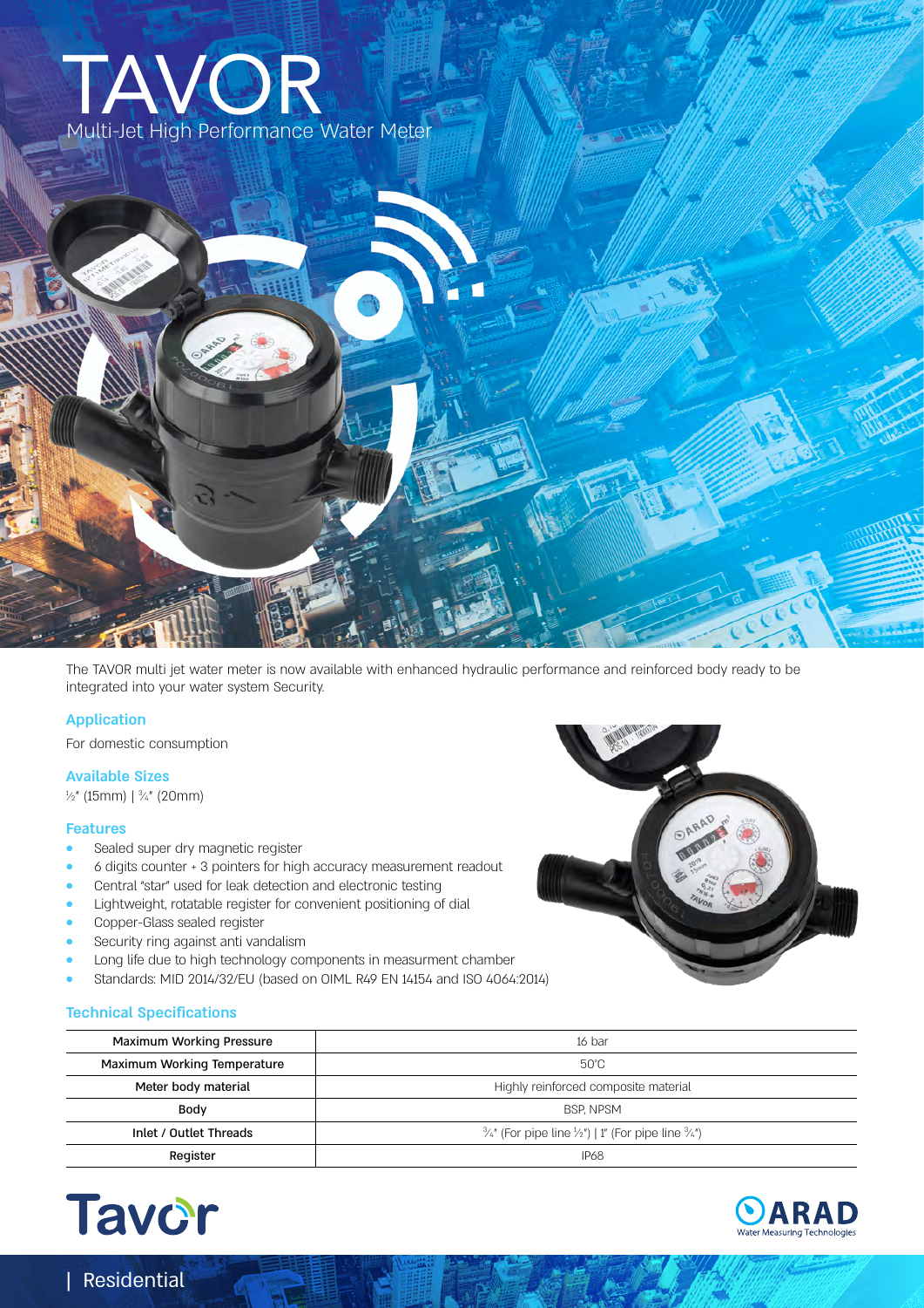# TAVOR

Multi-Jet High Performance Water Meter

The TAVOR multi jet water meter is now available with enhanced hydraulic performance and reinforced body ready to be integrated into your water system Security.

## Application

For domestic consumption

## Available Sizes

½" (15mm) | ¾" (20mm)

## Features

- Sealed super dry magnetic register
- 6 digits counter + 3 pointers for high accuracy measurement readout
- Central "star" used for leak detection and electronic testing
- Lightweight, rotatable register for convenient positioning of dial
- Copper-Glass sealed register
- Security ring against anti vandalism
- Long life due to high technology components in measurment chamber
- Standards: MID 2014/32/EU (based on OIML R49 EN 14154 and ISO 4064:2014)

## Technical Specifications

| | |
|---|---|
| Maximum Working Pressure | 16 bar |
| Maximum Working Temperature | 50°C |
| Meter body material | Highly reinforced composite material |
| Body | BSP, NPSM |
| Inlet / Outlet Threads | ¾" (For pipe line ½") \| 1" (For pipe line ¾") |
| Register | IP68 |

Tavor

ARAD Water Measuring Technologies

| Residential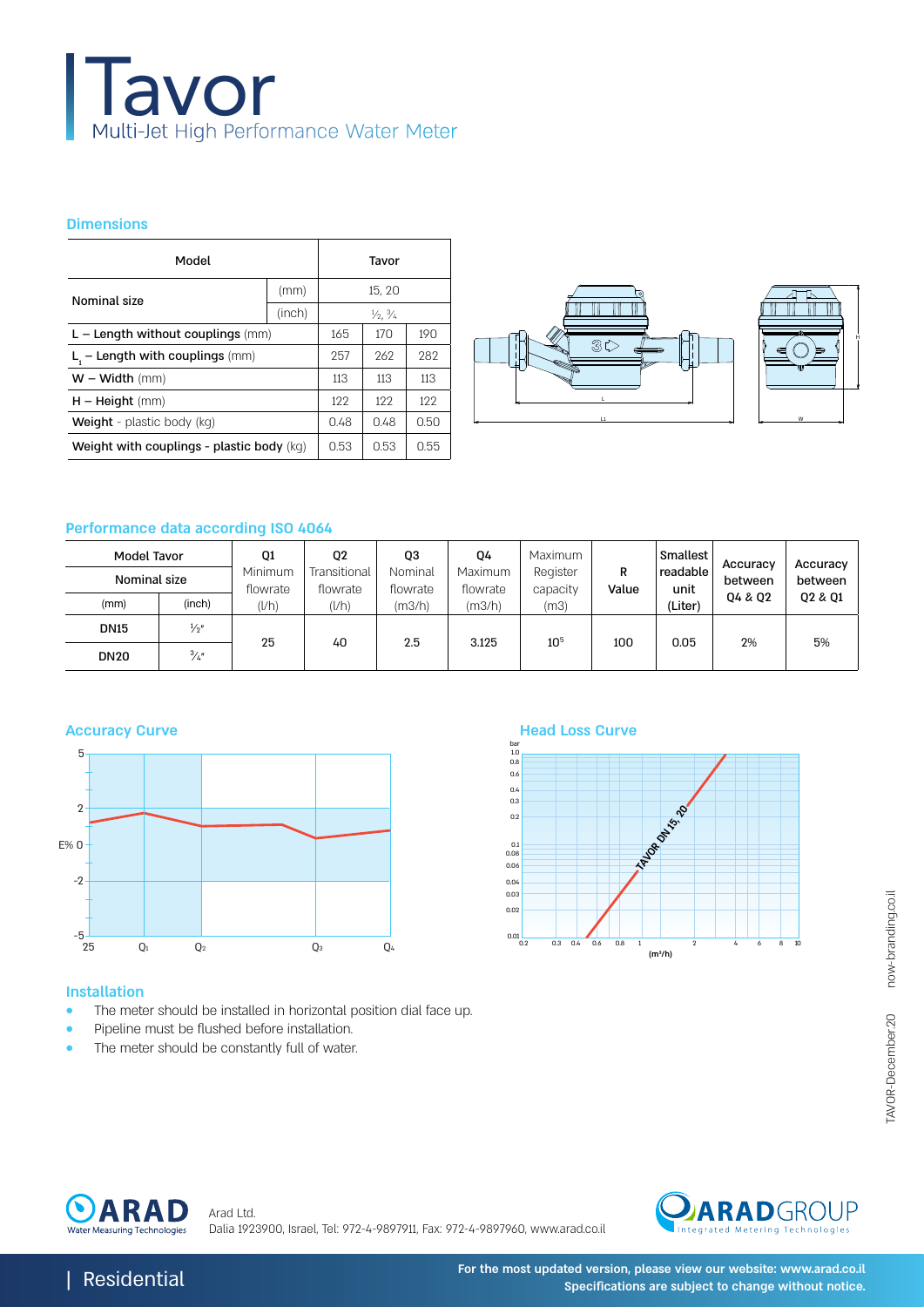# Tavor

Multi-Jet High Performance Water Meter

## Dimensions

| Model | | Tavor | | |
|---|---|---|---|---|
| Nominal size | (mm) | 15, 20 | | |
| | (inch) | ½, ¾ | | |
| **L** – Length without couplings (mm) | | 165 | 170 | 190 |
| **$L_1$** – Length with couplings (mm) | | 257 | 262 | 282 |
| **W** – Width (mm) | | 113 | 113 | 113 |
| **H** – Height (mm) | | 122 | 122 | 122 |
| **Weight** - plastic body (kg) | | 0.48 | 0.48 | 0.50 |
| **Weight with couplings - plastic body** (kg) | | 0.53 | 0.53 | 0.55 |

L

L1

H

W

## Performance data according ISO 4064

| Model Tavor | | Q1 Minimum flowrate (l/h) | Q2 Transitional flowrate (l/h) | Q3 Nominal flowrate (m3/h) | Q4 Maximum flowrate (m3/h) | Maximum Register capacity (m3) | R Value | Smallest readable unit (Liter) | Accuracy between Q4 & Q2 | Accuracy between Q2 & Q1 |
|---|---|---|---|---|---|---|---|---|---|---|
| Nominal size | | | | | | | | | | |
| (mm) | (inch) | | | | | | | | | |
| **DN15** | ½" | 25 | 40 | 2.5 | 3.125 | $10^5$ | 100 | 0.05 | 2% | 5% |
| **DN20** | ¾" | | | | | | | | | |

## Accuracy Curve

5
2
E% 0
-2
-5
25 Q1 Q2 Q3 Q4

## Head Loss Curve

bar
1.0 0.8 0.6 0.4 0.3 0.2 0.1 0.08 0.06 0.04 0.03 0.02 0.01

0.2 0.3 0.4 0.6 0.8 1 2 4 6 8 10

($m^3$/h)

TAVOR DN 15, 20

## Installation

- The meter should be installed in horizontal position dial face up.
- Pipeline must be flushed before installation.
- The meter should be constantly full of water.

ARAD Water Measuring Technologies

Arad Ltd.
Dalia 1923900, Israel, Tel: 972-4-9897911, Fax: 972-4-9897960, www.arad.co.il

ARADGROUP Integrated Metering Technologies

| Residential

**For the most updated version, please view our website: www.arad.co.il**
**Specifications are subject to change without notice.**

TAVOR-December.20 now-branding.co.il